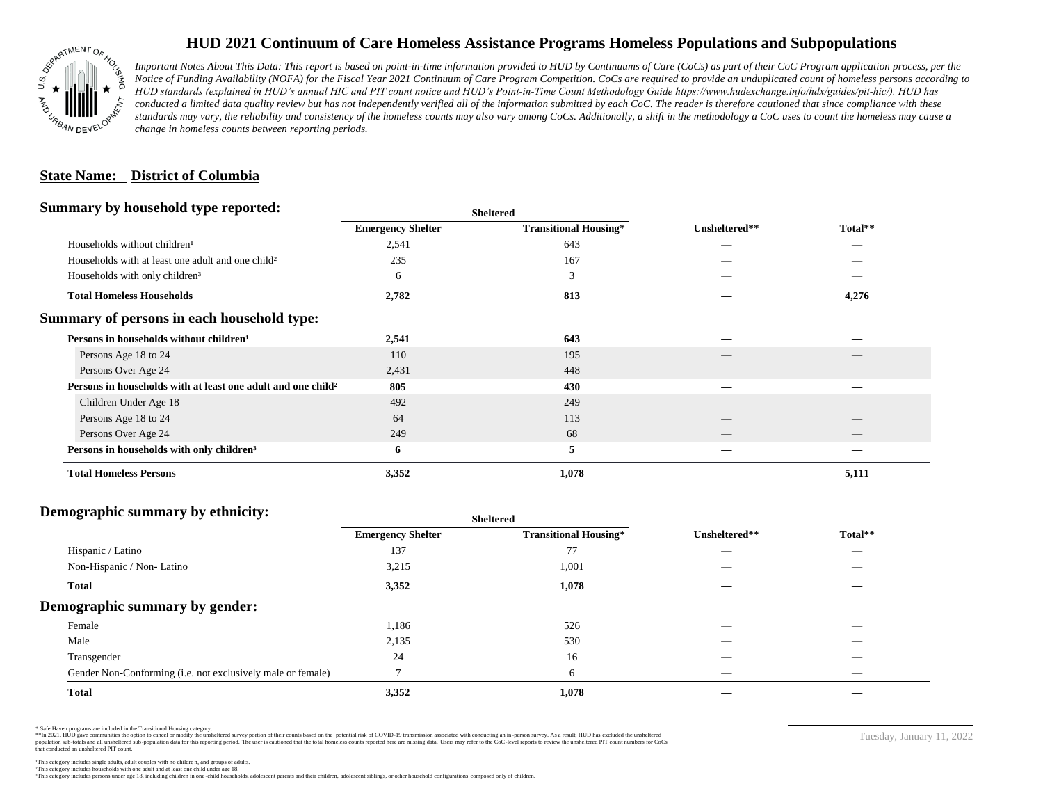# HUD 2021 Continuum of Care Homeless Assistance Programs Homeless Populations and Subpopulations

*Important Notes About This Data: This report is based on point-in-time information provided to HUD by Continuums of Care (CoCs) as part of their CoC Program application process, per the Notice of Funding Availability (NOFA) for the Fiscal Year 2021 Continuum of Care Program Competition. CoCs are required to provide an unduplicated count of homeless persons according to HUD standards (explained in HUD's annual HIC and PIT count notice and HUD's Point-in-Time Count Methodology Guide https://www.hudexchange.info/hdx/guides/pit-hic/). HUD has conducted a limited data quality review but has not independently verified all of the information submitted by each CoC. The reader is therefore cautioned that since compliance with these standards may vary, the reliability and consistency of the homeless counts may also vary among CoCs. Additionally, a shift in the methodology a CoC uses to count the homeless may cause a change in homeless counts between reporting periods.*

## State Name: District of Columbia

### Summary by household type reported:

| | Sheltered | | | |
|---|---|---|---|---|
| | Emergency Shelter | Transitional Housing* | Unsheltered** | Total** |
| Households without children[1] | 2,541 | 643 | — | — |
| Households with at least one adult and one child[2] | 235 | 167 | — | — |
| Households with only children[3] | 6 | 3 | — | — |
| **Total Homeless Households** | **2,782** | **813** | **—** | **4,276** |

### Summary of persons in each household type:

| | Emergency Shelter | Transitional Housing* | Unsheltered** | Total** |
|---|---|---|---|---|
| **Persons in households without children[1]** | **2,541** | **643** | **—** | **—** |
| Persons Age 18 to 24 | 110 | 195 | — | — |
| Persons Over Age 24 | 2,431 | 448 | — | — |
| **Persons in households with at least one adult and one child[2]** | **805** | **430** | **—** | **—** |
| Children Under Age 18 | 492 | 249 | — | — |
| Persons Age 18 to 24 | 64 | 113 | — | — |
| Persons Over Age 24 | 249 | 68 | — | — |
| **Persons in households with only children[3]** | **6** | **5** | **—** | **—** |
| **Total Homeless Persons** | **3,352** | **1,078** | **—** | **5,111** |

### Demographic summary by ethnicity:

| | Sheltered | | | |
|---|---|---|---|---|
| | Emergency Shelter | Transitional Housing* | Unsheltered** | Total** |
| Hispanic / Latino | 137 | 77 | — | — |
| Non-Hispanic / Non- Latino | 3,215 | 1,001 | — | — |
| **Total** | **3,352** | **1,078** | **—** | **—** |

### Demographic summary by gender:

| | Emergency Shelter | Transitional Housing* | Unsheltered** | Total** |
|---|---|---|---|---|
| Female | 1,186 | 526 | — | — |
| Male | 2,135 | 530 | — | — |
| Transgender | 24 | 16 | — | — |
| Gender Non-Conforming (i.e. not exclusively male or female) | 7 | 6 | — | — |
| **Total** | **3,352** | **1,078** | **—** | **—** |

\* Safe Haven programs are included in the Transitional Housing category.
\*\*In 2021, HUD gave communities the option to cancel or modify the unsheltered survey portion of their counts based on the potential risk of COVID-19 transmission associated with conducting an in-person survey. As a result, HUD has excluded the unsheltered population sub-totals and all unsheltered sub-population data for this reporting period. The user is cautioned that the total homeless counts reported here are missing data. Users may refer to the CoC-level reports to review the unsheltered PIT count numbers for CoCs that conducted an unsheltered PIT count.

[1]This category includes single adults, adult couples with no children, and groups of adults.
[2]This category includes households with one adult and at least one child under age 18.
[3]This category includes persons under age 18, including children in one-child households, adolescent parents and their children, adolescent siblings, or other household configurations composed only of children.

Tuesday, January 11, 2022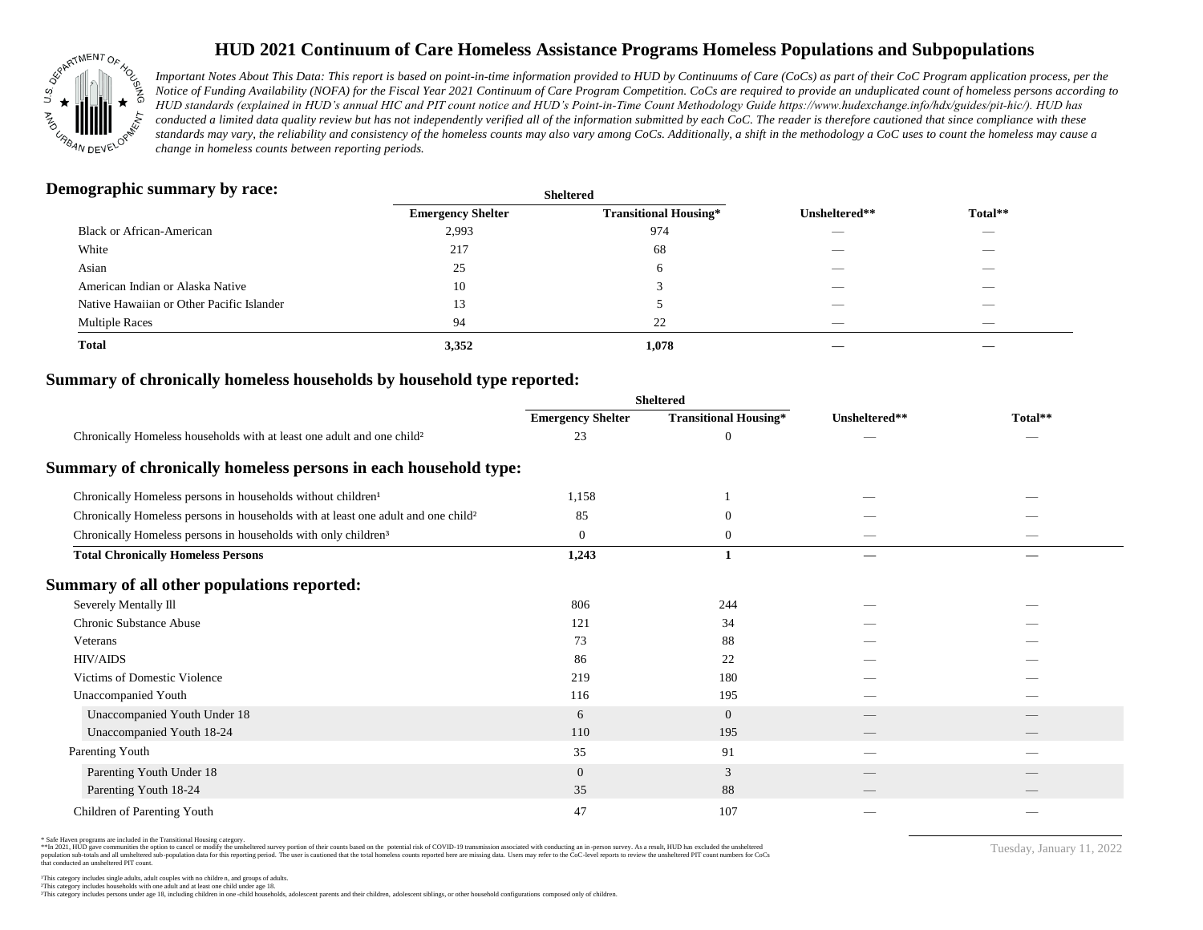# HUD 2021 Continuum of Care Homeless Assistance Programs Homeless Populations and Subpopulations

*Important Notes About This Data: This report is based on point-in-time information provided to HUD by Continuums of Care (CoCs) as part of their CoC Program application process, per the Notice of Funding Availability (NOFA) for the Fiscal Year 2021 Continuum of Care Program Competition. CoCs are required to provide an unduplicated count of homeless persons according to HUD standards (explained in HUD's annual HIC and PIT count notice and HUD's Point-in-Time Count Methodology Guide https://www.hudexchange.info/hdx/guides/pit-hic/). HUD has conducted a limited data quality review but has not independently verified all of the information submitted by each CoC. The reader is therefore cautioned that since compliance with these standards may vary, the reliability and consistency of the homeless counts may also vary among CoCs. Additionally, a shift in the methodology a CoC uses to count the homeless may cause a change in homeless counts between reporting periods.*

## Demographic summary by race:

| | Sheltered | | | |
|---|---|---|---|---|
| | **Emergency Shelter** | **Transitional Housing*** | **Unsheltered**** | **Total**** |
| Black or African-American | 2,993 | 974 | — | — |
| White | 217 | 68 | — | — |
| Asian | 25 | 6 | — | — |
| American Indian or Alaska Native | 10 | 3 | — | — |
| Native Hawaiian or Other Pacific Islander | 13 | 5 | — | — |
| Multiple Races | 94 | 22 | — | — |
| **Total** | **3,352** | **1,078** | **—** | **—** |

## Summary of chronically homeless households by household type reported:

| | Sheltered | | | |
|---|---|---|---|---|
| | **Emergency Shelter** | **Transitional Housing*** | **Unsheltered**** | **Total**** |
| Chronically Homeless households with at least one adult and one child[2] | 23 | 0 | — | — |

## Summary of chronically homeless persons in each household type:

| | Emergency Shelter | Transitional Housing* | Unsheltered** | Total** |
|---|---|---|---|---|
| Chronically Homeless persons in households without children[1] | 1,158 | 1 | — | — |
| Chronically Homeless persons in households with at least one adult and one child[2] | 85 | 0 | — | — |
| Chronically Homeless persons in households with only children[3] | 0 | 0 | — | — |
| **Total Chronically Homeless Persons** | **1,243** | **1** | **—** | **—** |

## Summary of all other populations reported:

| | Emergency Shelter | Transitional Housing* | Unsheltered** | Total** |
|---|---|---|---|---|
| Severely Mentally Ill | 806 | 244 | — | — |
| Chronic Substance Abuse | 121 | 34 | — | — |
| Veterans | 73 | 88 | — | — |
| HIV/AIDS | 86 | 22 | — | — |
| Victims of Domestic Violence | 219 | 180 | — | — |
| Unaccompanied Youth | 116 | 195 | — | — |
| Unaccompanied Youth Under 18 | 6 | 0 | — | — |
| Unaccompanied Youth 18-24 | 110 | 195 | — | — |
| Parenting Youth | 35 | 91 | — | — |
| Parenting Youth Under 18 | 0 | 3 | — | — |
| Parenting Youth 18-24 | 35 | 88 | — | — |
| Children of Parenting Youth | 47 | 107 | — | — |

\* Safe Haven programs are included in the Transitional Housing category.
\*\*In 2021, HUD gave communities the option to cancel or modify the unsheltered survey portion of their counts based on the potential risk of COVID-19 transmission associated with conducting an in-person survey. As a result, HUD has excluded the unsheltered population sub-totals and all unsheltered sub-population data for this reporting period. The user is cautioned that the total homeless counts reported here are missing data. Users may refer to the CoC-level reports to review the unsheltered PIT count numbers for CoCs that conducted an unsheltered PIT count.

[1]This category includes single adults, adult couples with no children, and groups of adults.
[2]This category includes households with one adult and at least one child under age 18.
[3]This category includes persons under age 18, including children in one-child households, adolescent parents and their children, adolescent siblings, or other household configurations composed only of children.

Tuesday, January 11, 2022